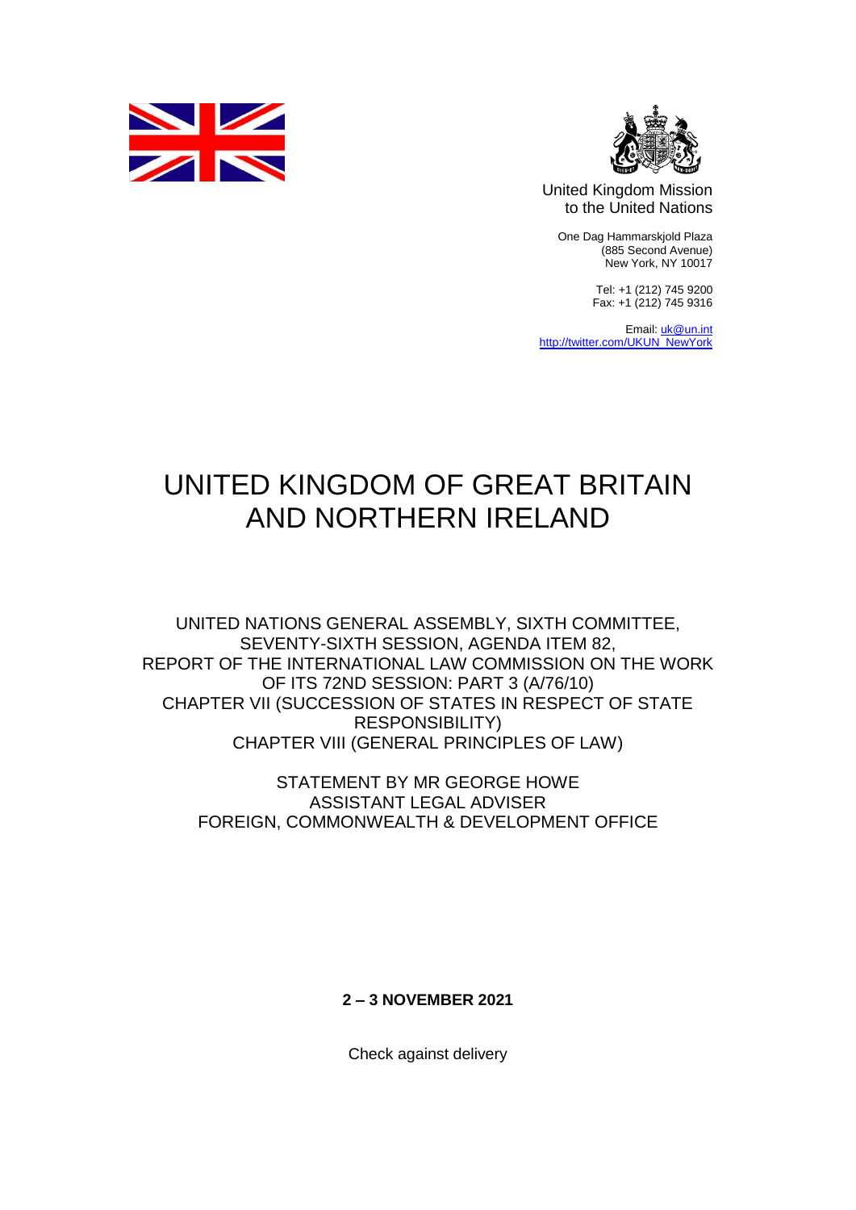United Kingdom Mission
to the United Nations

One Dag Hammarskjold Plaza
(885 Second Avenue)
New York, NY 10017

Tel: +1 (212) 745 9200
Fax: +1 (212) 745 9316

Email: uk@un.int
http://twitter.com/UKUN_NewYork

# UNITED KINGDOM OF GREAT BRITAIN AND NORTHERN IRELAND

UNITED NATIONS GENERAL ASSEMBLY, SIXTH COMMITTEE, SEVENTY-SIXTH SESSION, AGENDA ITEM 82, REPORT OF THE INTERNATIONAL LAW COMMISSION ON THE WORK OF ITS 72ND SESSION: PART 3 (A/76/10)
CHAPTER VII (SUCCESSION OF STATES IN RESPECT OF STATE RESPONSIBILITY)
CHAPTER VIII (GENERAL PRINCIPLES OF LAW)

STATEMENT BY MR GEORGE HOWE
ASSISTANT LEGAL ADVISER
FOREIGN, COMMONWEALTH & DEVELOPMENT OFFICE

**2 – 3 NOVEMBER 2021**

Check against delivery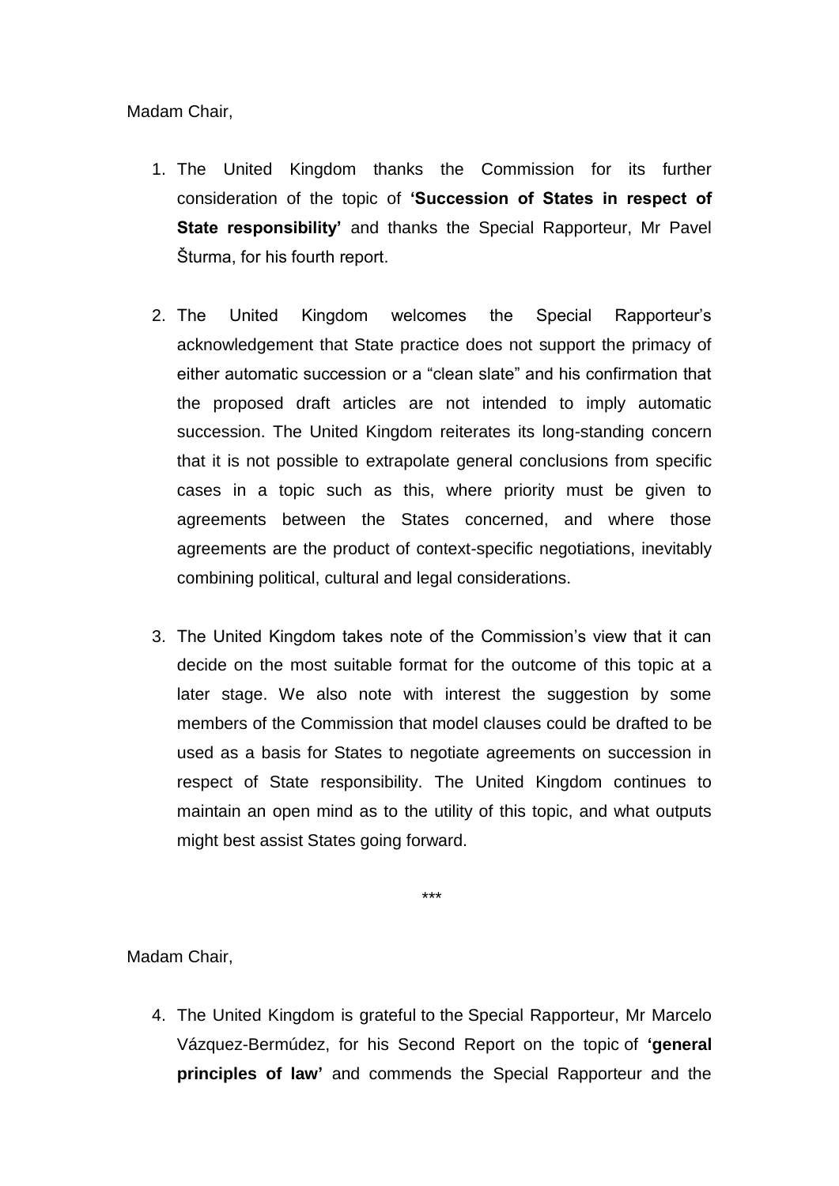Madam Chair,

1. The United Kingdom thanks the Commission for its further consideration of the topic of **'Succession of States in respect of State responsibility'** and thanks the Special Rapporteur, Mr Pavel Šturma, for his fourth report.

2. The United Kingdom welcomes the Special Rapporteur's acknowledgement that State practice does not support the primacy of either automatic succession or a "clean slate" and his confirmation that the proposed draft articles are not intended to imply automatic succession. The United Kingdom reiterates its long-standing concern that it is not possible to extrapolate general conclusions from specific cases in a topic such as this, where priority must be given to agreements between the States concerned, and where those agreements are the product of context-specific negotiations, inevitably combining political, cultural and legal considerations.

3. The United Kingdom takes note of the Commission's view that it can decide on the most suitable format for the outcome of this topic at a later stage. We also note with interest the suggestion by some members of the Commission that model clauses could be drafted to be used as a basis for States to negotiate agreements on succession in respect of State responsibility. The United Kingdom continues to maintain an open mind as to the utility of this topic, and what outputs might best assist States going forward.

\*\*\*

Madam Chair,

4. The United Kingdom is grateful to the Special Rapporteur, Mr Marcelo Vázquez-Bermúdez, for his Second Report on the topic of **'general principles of law'** and commends the Special Rapporteur and the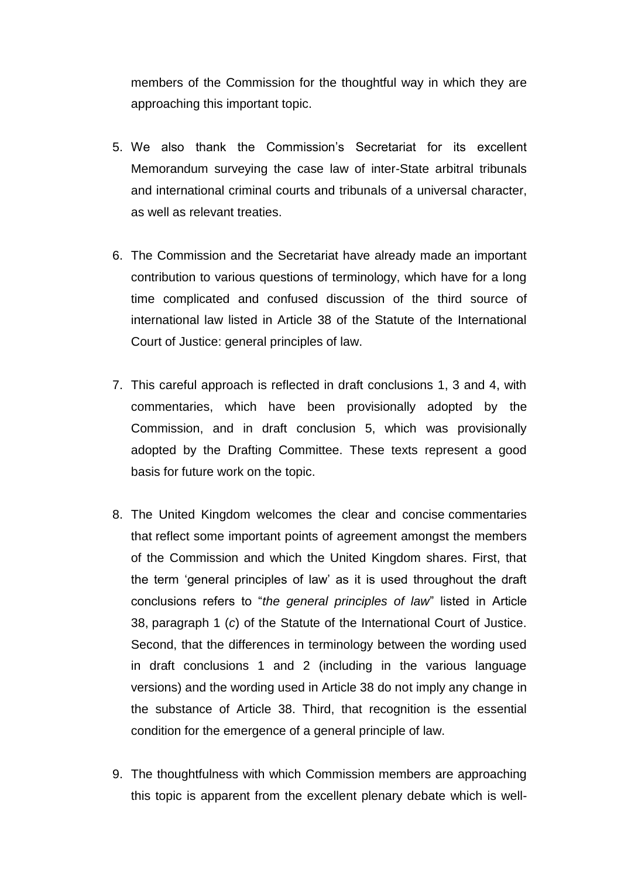members of the Commission for the thoughtful way in which they are approaching this important topic.

5. We also thank the Commission's Secretariat for its excellent Memorandum surveying the case law of inter-State arbitral tribunals and international criminal courts and tribunals of a universal character, as well as relevant treaties.

6. The Commission and the Secretariat have already made an important contribution to various questions of terminology, which have for a long time complicated and confused discussion of the third source of international law listed in Article 38 of the Statute of the International Court of Justice: general principles of law.

7. This careful approach is reflected in draft conclusions 1, 3 and 4, with commentaries, which have been provisionally adopted by the Commission, and in draft conclusion 5, which was provisionally adopted by the Drafting Committee. These texts represent a good basis for future work on the topic.

8. The United Kingdom welcomes the clear and concise commentaries that reflect some important points of agreement amongst the members of the Commission and which the United Kingdom shares. First, that the term 'general principles of law' as it is used throughout the draft conclusions refers to "*the general principles of law*" listed in Article 38, paragraph 1 (*c*) of the Statute of the International Court of Justice. Second, that the differences in terminology between the wording used in draft conclusions 1 and 2 (including in the various language versions) and the wording used in Article 38 do not imply any change in the substance of Article 38. Third, that recognition is the essential condition for the emergence of a general principle of law.

9. The thoughtfulness with which Commission members are approaching this topic is apparent from the excellent plenary debate which is well-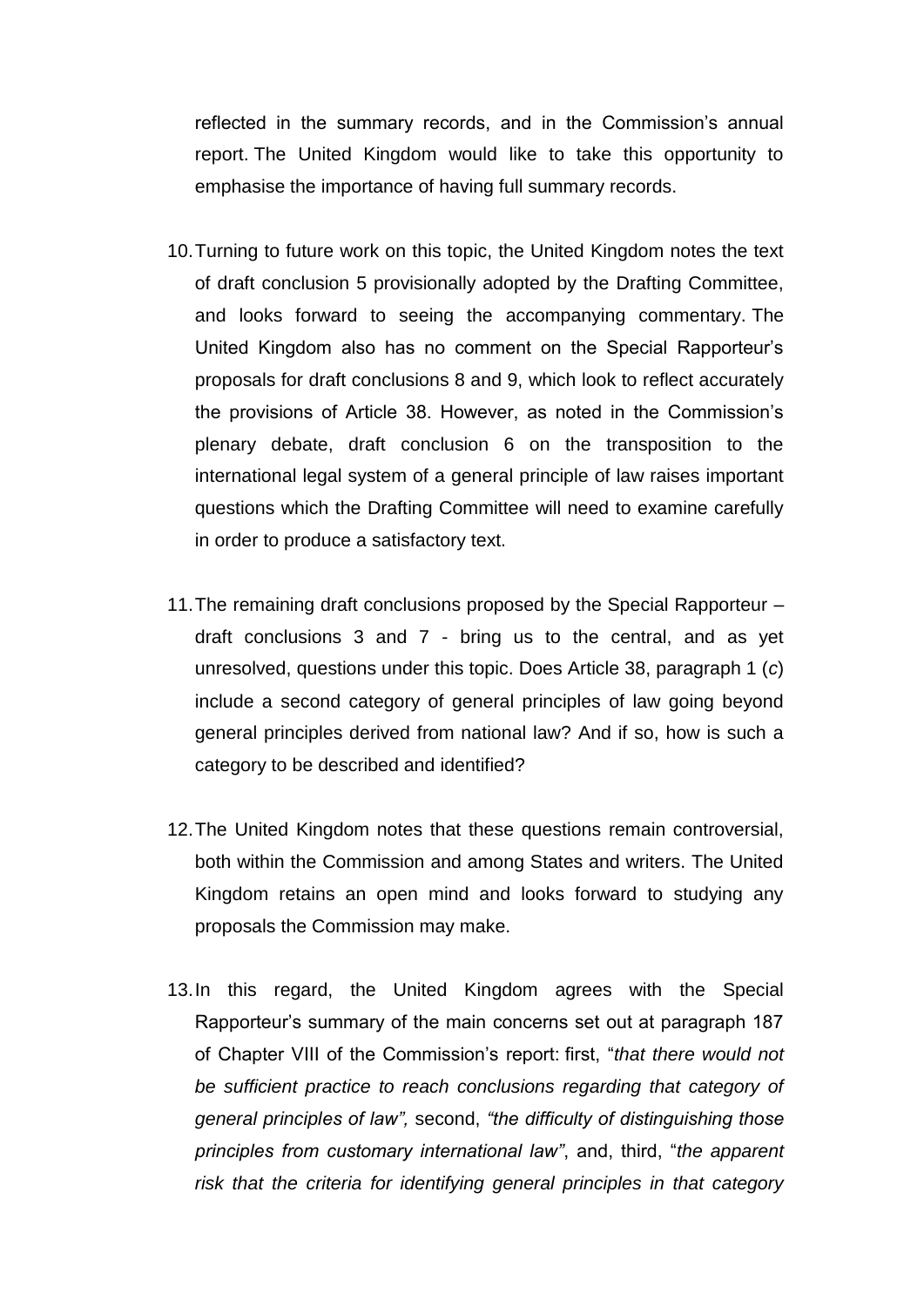reflected in the summary records, and in the Commission's annual report. The United Kingdom would like to take this opportunity to emphasise the importance of having full summary records.

10. Turning to future work on this topic, the United Kingdom notes the text of draft conclusion 5 provisionally adopted by the Drafting Committee, and looks forward to seeing the accompanying commentary. The United Kingdom also has no comment on the Special Rapporteur's proposals for draft conclusions 8 and 9, which look to reflect accurately the provisions of Article 38. However, as noted in the Commission's plenary debate, draft conclusion 6 on the transposition to the international legal system of a general principle of law raises important questions which the Drafting Committee will need to examine carefully in order to produce a satisfactory text.

11. The remaining draft conclusions proposed by the Special Rapporteur – draft conclusions 3 and 7 - bring us to the central, and as yet unresolved, questions under this topic. Does Article 38, paragraph 1 (*c*) include a second category of general principles of law going beyond general principles derived from national law? And if so, how is such a category to be described and identified?

12. The United Kingdom notes that these questions remain controversial, both within the Commission and among States and writers. The United Kingdom retains an open mind and looks forward to studying any proposals the Commission may make.

13. In this regard, the United Kingdom agrees with the Special Rapporteur's summary of the main concerns set out at paragraph 187 of Chapter VIII of the Commission's report: first, "*that there would not be sufficient practice to reach conclusions regarding that category of general principles of law",* second, *"the difficulty of distinguishing those principles from customary international law"*, and, third, "*the apparent risk that the criteria for identifying general principles in that category*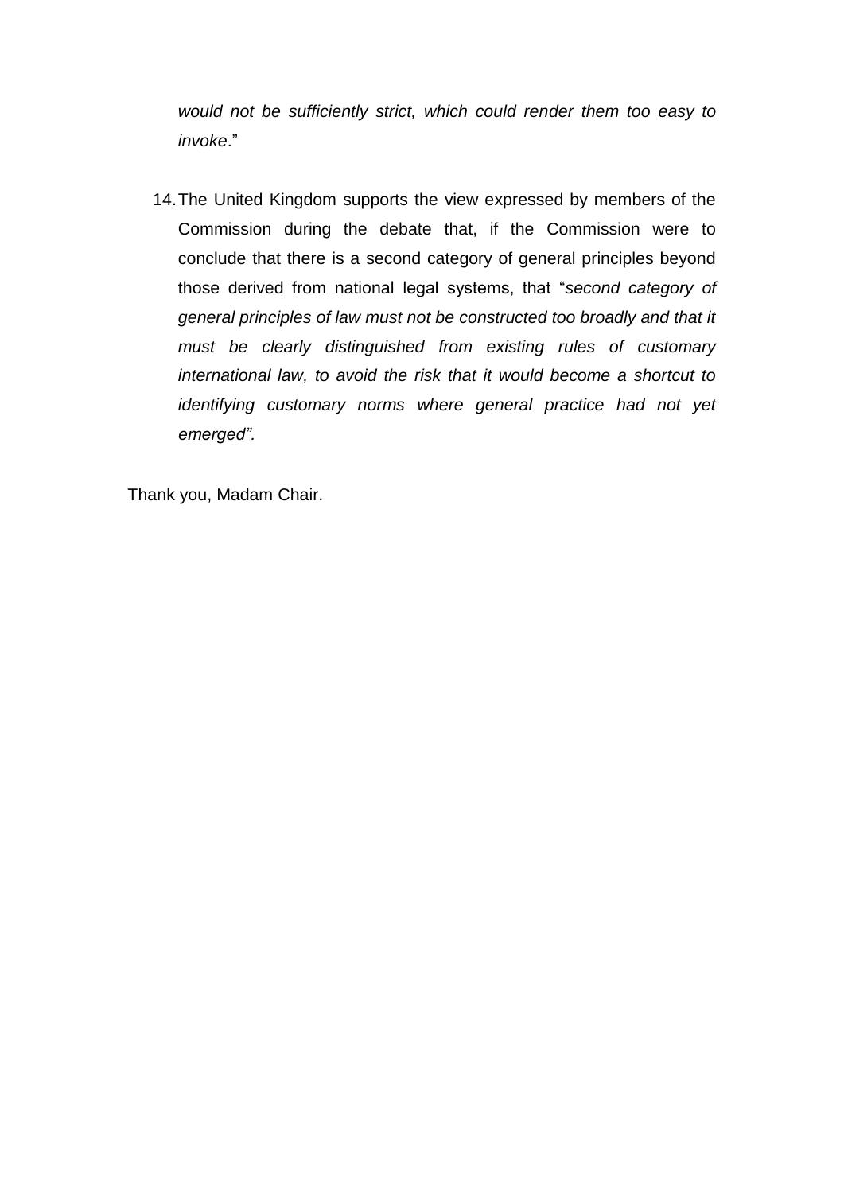*would not be sufficiently strict, which could render them too easy to invoke*."

14. The United Kingdom supports the view expressed by members of the Commission during the debate that, if the Commission were to conclude that there is a second category of general principles beyond those derived from national legal systems, that "*second category of general principles of law must not be constructed too broadly and that it must be clearly distinguished from existing rules of customary international law, to avoid the risk that it would become a shortcut to identifying customary norms where general practice had not yet emerged".*

Thank you, Madam Chair.